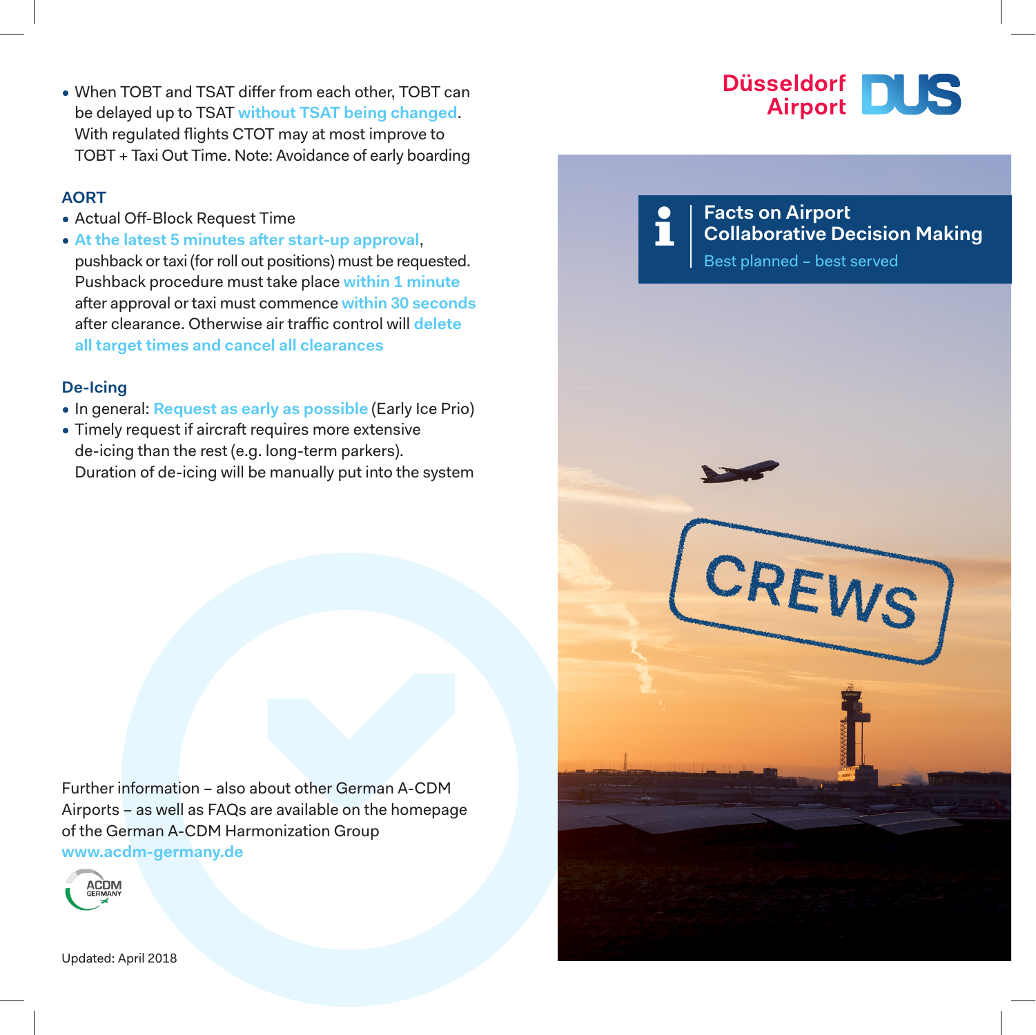- When TOBT and TSAT differ from each other, TOBT can be delayed up to TSAT **without TSAT being changed**. With regulated flights CTOT may at most improve to TOBT + Taxi Out Time. Note: Avoidance of early boarding

### AORT

- Actual Off-Block Request Time
- **At the latest 5 minutes after start-up approval**, pushback or taxi (for roll out positions) must be requested. Pushback procedure must take place **within 1 minute** after approval or taxi must commence **within 30 seconds** after clearance. Otherwise air traffic control will **delete all target times and cancel all clearances**

### De-Icing

- In general: **Request as early as possible** (Early Ice Prio)
- Timely request if aircraft requires more extensive de-icing than the rest (e.g. long-term parkers). Duration of de-icing will be manually put into the system

Further information – also about other German A-CDM Airports – as well as FAQs are available on the homepage of the German A-CDM Harmonization Group **www.acdm-germany.de**

ACDM GERMANY

Updated: April 2018

Düsseldorf Airport DUS

# Facts on Airport Collaborative Decision Making

Best planned – best served

CREWS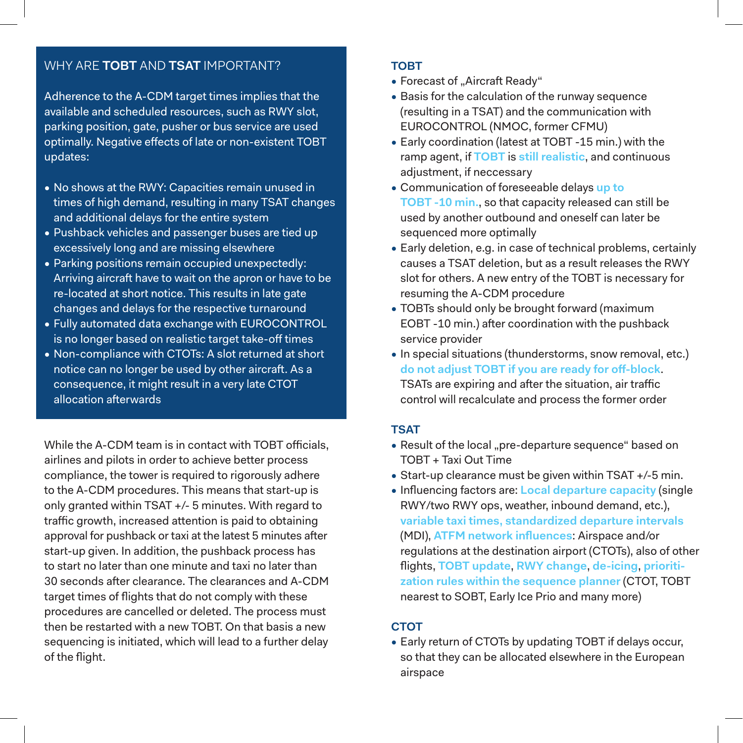## WHY ARE **TOBT** AND **TSAT** IMPORTANT?

Adherence to the A-CDM target times implies that the available and scheduled resources, such as RWY slot, parking position, gate, pusher or bus service are used optimally. Negative effects of late or non-existent TOBT updates:

- No shows at the RWY: Capacities remain unused in times of high demand, resulting in many TSAT changes and additional delays for the entire system
- Pushback vehicles and passenger buses are tied up excessively long and are missing elsewhere
- Parking positions remain occupied unexpectedly: Arriving aircraft have to wait on the apron or have to be re-located at short notice. This results in late gate changes and delays for the respective turnaround
- Fully automated data exchange with EUROCONTROL is no longer based on realistic target take-off times
- Non-compliance with CTOTs: A slot returned at short notice can no longer be used by other aircraft. As a consequence, it might result in a very late CTOT allocation afterwards

While the A-CDM team is in contact with TOBT officials, airlines and pilots in order to achieve better process compliance, the tower is required to rigorously adhere to the A-CDM procedures. This means that start-up is only granted within TSAT +/- 5 minutes. With regard to traffic growth, increased attention is paid to obtaining approval for pushback or taxi at the latest 5 minutes after start-up given. In addition, the pushback process has to start no later than one minute and taxi no later than 30 seconds after clearance. The clearances and A-CDM target times of flights that do not comply with these procedures are cancelled or deleted. The process must then be restarted with a new TOBT. On that basis a new sequencing is initiated, which will lead to a further delay of the flight.

### TOBT

- Forecast of „Aircraft Ready“
- Basis for the calculation of the runway sequence (resulting in a TSAT) and the communication with EUROCONTROL (NMOC, former CFMU)
- Early coordination (latest at TOBT -15 min.) with the ramp agent, if **TOBT** is **still realistic**, and continuous adjustment, if neccessary
- Communication of foreseeable delays **up to TOBT -10 min.**, so that capacity released can still be used by another outbound and oneself can later be sequenced more optimally
- Early deletion, e.g. in case of technical problems, certainly causes a TSAT deletion, but as a result releases the RWY slot for others. A new entry of the TOBT is necessary for resuming the A-CDM procedure
- TOBTs should only be brought forward (maximum EOBT -10 min.) after coordination with the pushback service provider
- In special situations (thunderstorms, snow removal, etc.) **do not adjust TOBT if you are ready for off-block**. TSATs are expiring and after the situation, air traffic control will recalculate and process the former order

### TSAT

- Result of the local „pre-departure sequence“ based on TOBT + Taxi Out Time
- Start-up clearance must be given within TSAT +/-5 min.
- Influencing factors are: **Local departure capacity** (single RWY/two RWY ops, weather, inbound demand, etc.), **variable taxi times, standardized departure intervals** (MDI), **ATFM network influences**: Airspace and/or regulations at the destination airport (CTOTs), also of other flights, **TOBT update**, **RWY change**, **de-icing**, **prioritization rules within the sequence planner** (CTOT, TOBT nearest to SOBT, Early Ice Prio and many more)

### CTOT

- Early return of CTOTs by updating TOBT if delays occur, so that they can be allocated elsewhere in the European airspace